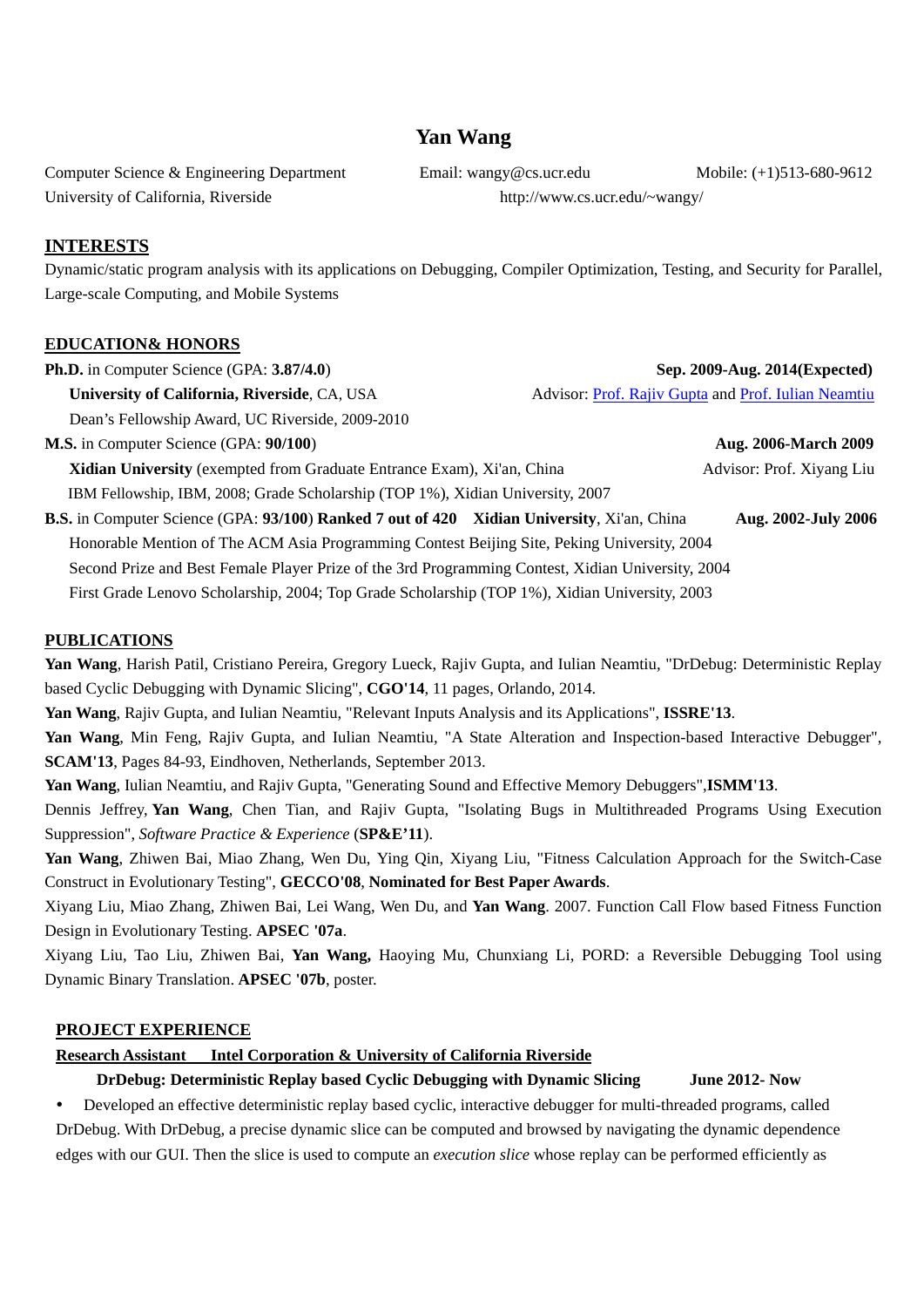# Yan Wang

Computer Science & Engineering Department    Email: wangy@cs.ucr.edu    Mobile: (+1)513-680-9612
University of California, Riverside    http://www.cs.ucr.edu/~wangy/

## INTERESTS

Dynamic/static program analysis with its applications on Debugging, Compiler Optimization, Testing, and Security for Parallel, Large-scale Computing, and Mobile Systems

## EDUCATION& HONORS

**Ph.D.** in Computer Science (GPA: **3.87/4.0**) **Sep. 2009-Aug. 2014(Expected)**
**University of California, Riverside**, CA, USA    Advisor: Prof. Rajiv Gupta and Prof. Iulian Neamtiu
Dean's Fellowship Award, UC Riverside, 2009-2010

**M.S.** in Computer Science (GPA: **90/100**) **Aug. 2006-March 2009**
**Xidian University** (exempted from Graduate Entrance Exam), Xi'an, China    Advisor: Prof. Xiyang Liu
IBM Fellowship, IBM, 2008; Grade Scholarship (TOP 1%), Xidian University, 2007

**B.S.** in Computer Science (GPA: **93/100**) **Ranked 7 out of 420** **Xidian University**, Xi'an, China **Aug. 2002-July 2006**
Honorable Mention of The ACM Asia Programming Contest Beijing Site, Peking University, 2004
Second Prize and Best Female Player Prize of the 3rd Programming Contest, Xidian University, 2004
First Grade Lenovo Scholarship, 2004; Top Grade Scholarship (TOP 1%), Xidian University, 2003

## PUBLICATIONS

**Yan Wang**, Harish Patil, Cristiano Pereira, Gregory Lueck, Rajiv Gupta, and Iulian Neamtiu, "DrDebug: Deterministic Replay based Cyclic Debugging with Dynamic Slicing", **CGO'14**, 11 pages, Orlando, 2014.

**Yan Wang**, Rajiv Gupta, and Iulian Neamtiu, "Relevant Inputs Analysis and its Applications", **ISSRE'13**.

**Yan Wang**, Min Feng, Rajiv Gupta, and Iulian Neamtiu, "A State Alteration and Inspection-based Interactive Debugger", **SCAM'13**, Pages 84-93, Eindhoven, Netherlands, September 2013.

**Yan Wang**, Iulian Neamtiu, and Rajiv Gupta, "Generating Sound and Effective Memory Debuggers",**ISMM'13**.

Dennis Jeffrey, **Yan Wang**, Chen Tian, and Rajiv Gupta, "Isolating Bugs in Multithreaded Programs Using Execution Suppression", *Software Practice & Experience* (**SP&E'11**).

**Yan Wang**, Zhiwen Bai, Miao Zhang, Wen Du, Ying Qin, Xiyang Liu, "Fitness Calculation Approach for the Switch-Case Construct in Evolutionary Testing", **GECCO'08**, **Nominated for Best Paper Awards**.

Xiyang Liu, Miao Zhang, Zhiwen Bai, Lei Wang, Wen Du, and **Yan Wang**. 2007. Function Call Flow based Fitness Function Design in Evolutionary Testing. **APSEC '07a**.

Xiyang Liu, Tao Liu, Zhiwen Bai, **Yan Wang,** Haoying Mu, Chunxiang Li, PORD: a Reversible Debugging Tool using Dynamic Binary Translation. **APSEC '07b**, poster.

## PROJECT EXPERIENCE

**Research Assistant    Intel Corporation & University of California Riverside**

**DrDebug: Deterministic Replay based Cyclic Debugging with Dynamic Slicing    June 2012- Now**

- Developed an effective deterministic replay based cyclic, interactive debugger for multi-threaded programs, called DrDebug. With DrDebug, a precise dynamic slice can be computed and browsed by navigating the dynamic dependence edges with our GUI. Then the slice is used to compute an *execution slice* whose replay can be performed efficiently as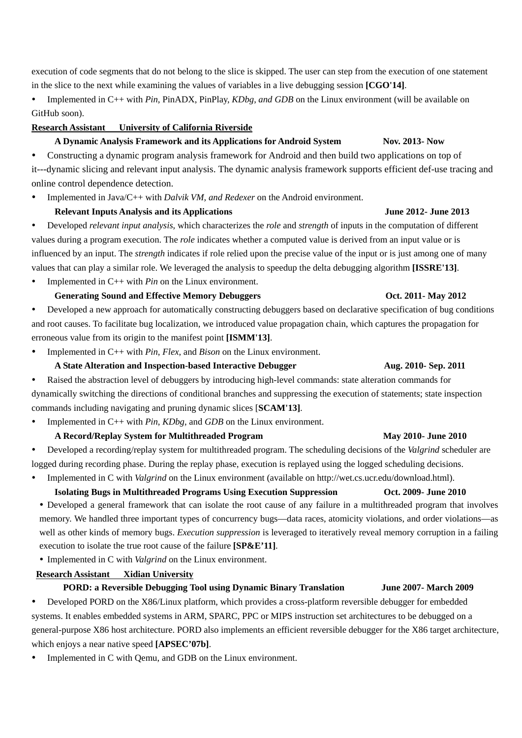execution of code segments that do not belong to the slice is skipped. The user can step from the execution of one statement in the slice to the next while examining the values of variables in a live debugging session **[CGO'14]**.

- Implemented in C++ with *Pin*, PinADX, PinPlay, *KDbg, and GDB* on the Linux environment (will be available on GitHub soon).

**Research Assistant University of California Riverside**

**A Dynamic Analysis Framework and its Applications for Android System** **Nov. 2013- Now**

- Constructing a dynamic program analysis framework for Android and then build two applications on top of it---dynamic slicing and relevant input analysis. The dynamic analysis framework supports efficient def-use tracing and online control dependence detection.
- Implemented in Java/C++ with *Dalvik VM, and Redexer* on the Android environment.

**Relevant Inputs Analysis and its Applications** **June 2012- June 2013**

- Developed *relevant input analysis*, which characterizes the *role* and *strength* of inputs in the computation of different values during a program execution. The *role* indicates whether a computed value is derived from an input value or is influenced by an input. The *strength* indicates if role relied upon the precise value of the input or is just among one of many values that can play a similar role. We leveraged the analysis to speedup the delta debugging algorithm **[ISSRE'13]**.
- Implemented in C++ with *Pin* on the Linux environment.

**Generating Sound and Effective Memory Debuggers** **Oct. 2011- May 2012**

- Developed a new approach for automatically constructing debuggers based on declarative specification of bug conditions and root causes. To facilitate bug localization, we introduced value propagation chain, which captures the propagation for erroneous value from its origin to the manifest point **[ISMM'13]**.
- Implemented in C++ with *Pin*, *Flex*, and *Bison* on the Linux environment.

**A State Alteration and Inspection-based Interactive Debugger** **Aug. 2010- Sep. 2011**

- Raised the abstraction level of debuggers by introducing high-level commands: state alteration commands for dynamically switching the directions of conditional branches and suppressing the execution of statements; state inspection commands including navigating and pruning dynamic slices [**SCAM'13]**.
- Implemented in C++ with *Pin*, *KDbg*, and *GDB* on the Linux environment.

**A Record/Replay System for Multithreaded Program** **May 2010- June 2010**

- Developed a recording/replay system for multithreaded program. The scheduling decisions of the *Valgrind* scheduler are logged during recording phase. During the replay phase, execution is replayed using the logged scheduling decisions.
- Implemented in C with *Valgrind* on the Linux environment (available on http://wet.cs.ucr.edu/download.html).

**Isolating Bugs in Multithreaded Programs Using Execution Suppression** **Oct. 2009- June 2010**

- Developed a general framework that can isolate the root cause of any failure in a multithreaded program that involves memory. We handled three important types of concurrency bugs—data races, atomicity violations, and order violations—as well as other kinds of memory bugs. *Execution suppression* is leveraged to iteratively reveal memory corruption in a failing execution to isolate the true root cause of the failure **[SP&E'11]**.
- Implemented in C with *Valgrind* on the Linux environment.

**Research Assistant Xidian University**

**PORD: a Reversible Debugging Tool using Dynamic Binary Translation** **June 2007- March 2009**

- Developed PORD on the X86/Linux platform, which provides a cross-platform reversible debugger for embedded systems. It enables embedded systems in ARM, SPARC, PPC or MIPS instruction set architectures to be debugged on a general-purpose X86 host architecture. PORD also implements an efficient reversible debugger for the X86 target architecture, which enjoys a near native speed **[APSEC'07b]**.
- Implemented in C with Qemu, and GDB on the Linux environment.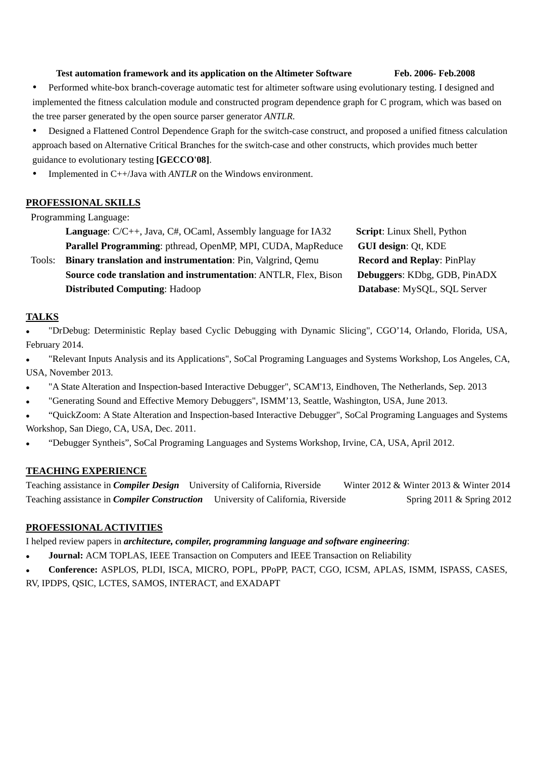**Test automation framework and its application on the Altimeter Software** **Feb. 2006- Feb.2008**

- Performed white-box branch-coverage automatic test for altimeter software using evolutionary testing. I designed and implemented the fitness calculation module and constructed program dependence graph for C program, which was based on the tree parser generated by the open source parser generator *ANTLR*.
- Designed a Flattened Control Dependence Graph for the switch-case construct, and proposed a unified fitness calculation approach based on Alternative Critical Branches for the switch-case and other constructs, which provides much better guidance to evolutionary testing **[GECCO'08]**.
- Implemented in C++/Java with *ANTLR* on the Windows environment.

## PROFESSIONAL SKILLS

Programming Language:

**Language**: C/C++, Java, C#, OCaml, Assembly language for IA32 **Script**: Linux Shell, Python

Tools:

**Parallel Programming**: pthread, OpenMP, MPI, CUDA, MapReduce **GUI design**: Qt, KDE

**Binary translation and instrumentation**: Pin, Valgrind, Qemu **Record and Replay**: PinPlay

**Source code translation and instrumentation**: ANTLR, Flex, Bison **Debuggers**: KDbg, GDB, PinADX

**Distributed Computing**: Hadoop **Database**: MySQL, SQL Server

## TALKS

- "DrDebug: Deterministic Replay based Cyclic Debugging with Dynamic Slicing", CGO'14, Orlando, Florida, USA, February 2014.
- "Relevant Inputs Analysis and its Applications", SoCal Programing Languages and Systems Workshop, Los Angeles, CA, USA, November 2013.
- "A State Alteration and Inspection-based Interactive Debugger", SCAM'13, Eindhoven, The Netherlands, Sep. 2013
- "Generating Sound and Effective Memory Debuggers", ISMM'13, Seattle, Washington, USA, June 2013.
- "QuickZoom: A State Alteration and Inspection-based Interactive Debugger", SoCal Programing Languages and Systems Workshop, San Diego, CA, USA, Dec. 2011.
- "Debugger Syntheis", SoCal Programing Languages and Systems Workshop, Irvine, CA, USA, April 2012.

## TEACHING EXPERIENCE

Teaching assistance in ***Compiler Design*** University of California, Riverside Winter 2012 & Winter 2013 & Winter 2014

Teaching assistance in ***Compiler Construction*** University of California, Riverside Spring 2011 & Spring 2012

## PROFESSIONAL ACTIVITIES

I helped review papers in ***architecture, compiler, programming language and software engineering***:

- **Journal:** ACM TOPLAS, IEEE Transaction on Computers and IEEE Transaction on Reliability
- **Conference:** ASPLOS, PLDI, ISCA, MICRO, POPL, PPoPP, PACT, CGO, ICSM, APLAS, ISMM, ISPASS, CASES, RV, IPDPS, QSIC, LCTES, SAMOS, INTERACT, and EXADAPT